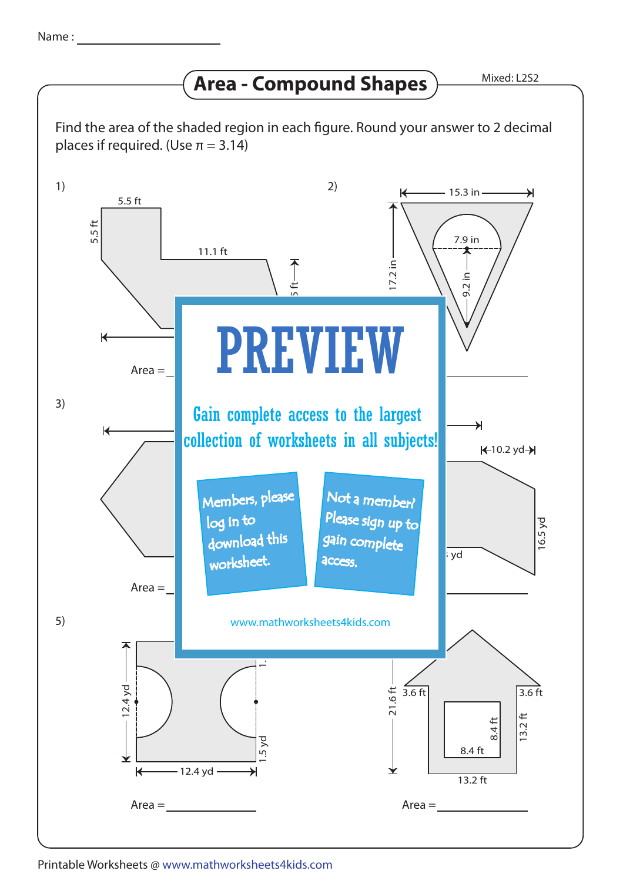Name : ____________________

# Area - Compound Shapes

Mixed: L2S2

Find the area of the shaded region in each figure. Round your answer to 2 decimal places if required. (Use π = 3.14)

1) 5.5 ft; 5.5 ft; 11.1 ft; 5 ft

Area = ____________________

2) 15.3 in; 17.2 in; 7.9 in; 9.2 in

Area = ____________________

3)

Area = ____________________

4) 10.2 yd; 16.5 yd; yd

Area = ____________________

5) 12.4 yd; 12.4 yd; 1.5 yd; 1.

Area = ____________________

6) 21.6 ft; 3.6 ft; 3.6 ft; 8.4 ft; 8.4 ft; 13.2 ft; 13.2 ft

Area = ____________________

PREVIEW

Gain complete access to the largest collection of worksheets in all subjects!

Members, please log in to download this worksheet.

Not a member? Please sign up to gain complete access.

www.mathworksheets4kids.com

Printable Worksheets @ www.mathworksheets4kids.com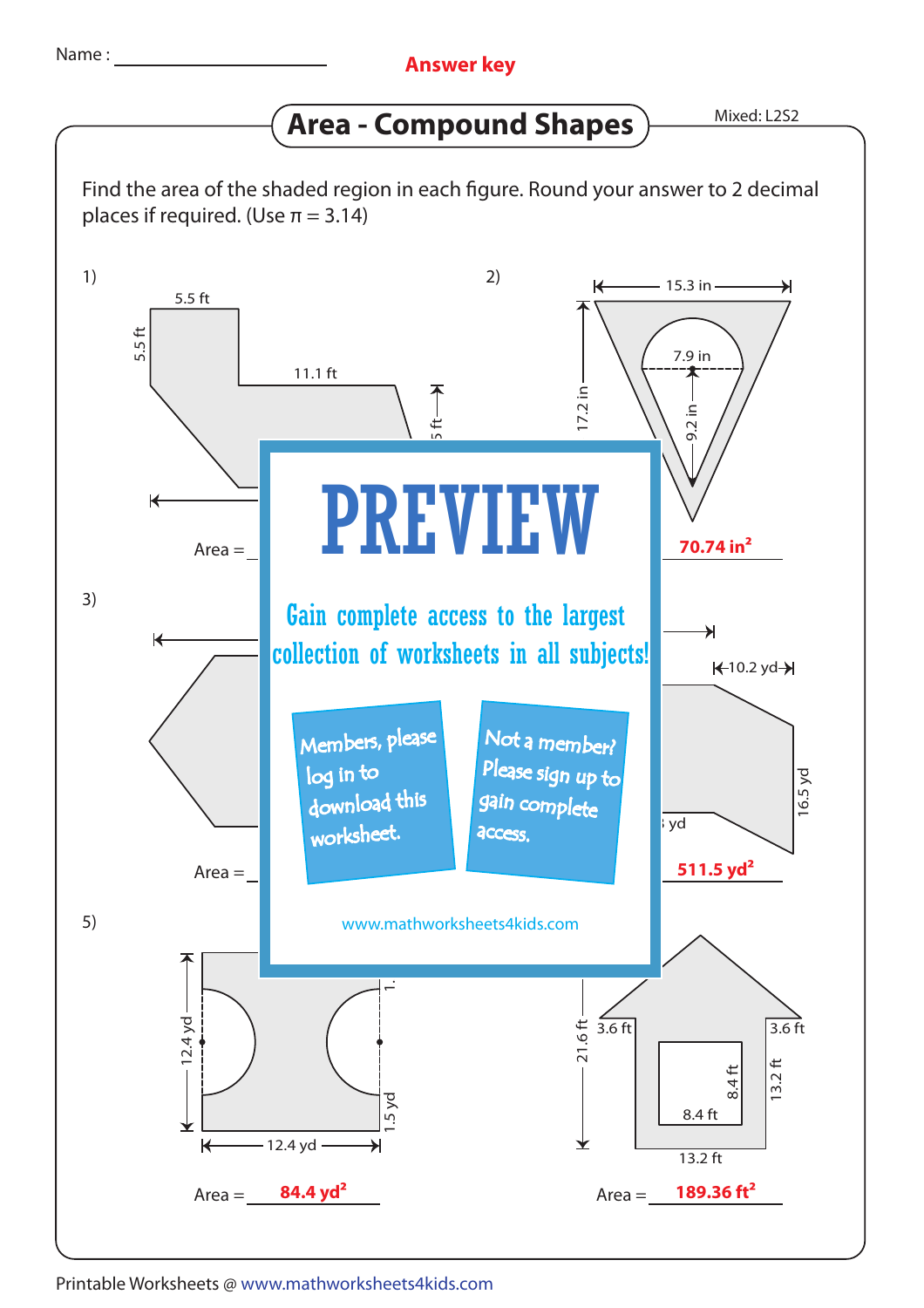Name : ____________________

**Answer key**

# Area - Compound Shapes

Mixed: L2S2

Find the area of the shaded region in each figure. Round your answer to 2 decimal places if required. (Use $\pi = 3.14$)

1)

5.5 ft

5.5 ft

11.1 ft

5 ft

Area = ____________

2)

15.3 in

7.9 in

17.2 in

9.2 in

Area = **$70.74 \text{ in}^2$**

3)

Area = ____________

4)

10.2 yd

16.5 yd

yd

Area = **$511.5 \text{ yd}^2$**

# PREVIEW

Gain complete access to the largest collection of worksheets in all subjects!

Members, please log in to download this worksheet.

Not a member? Please sign up to gain complete access.

www.mathworksheets4kids.com

5)

12.4 yd

12.4 yd

1.5 yd

Area = **$84.4 \text{ yd}^2$**

6)

21.6 ft

3.6 ft

3.6 ft

8.4 ft

8.4 ft

13.2 ft

13.2 ft

Area = **$189.36 \text{ ft}^2$**

Printable Worksheets @ www.mathworksheets4kids.com